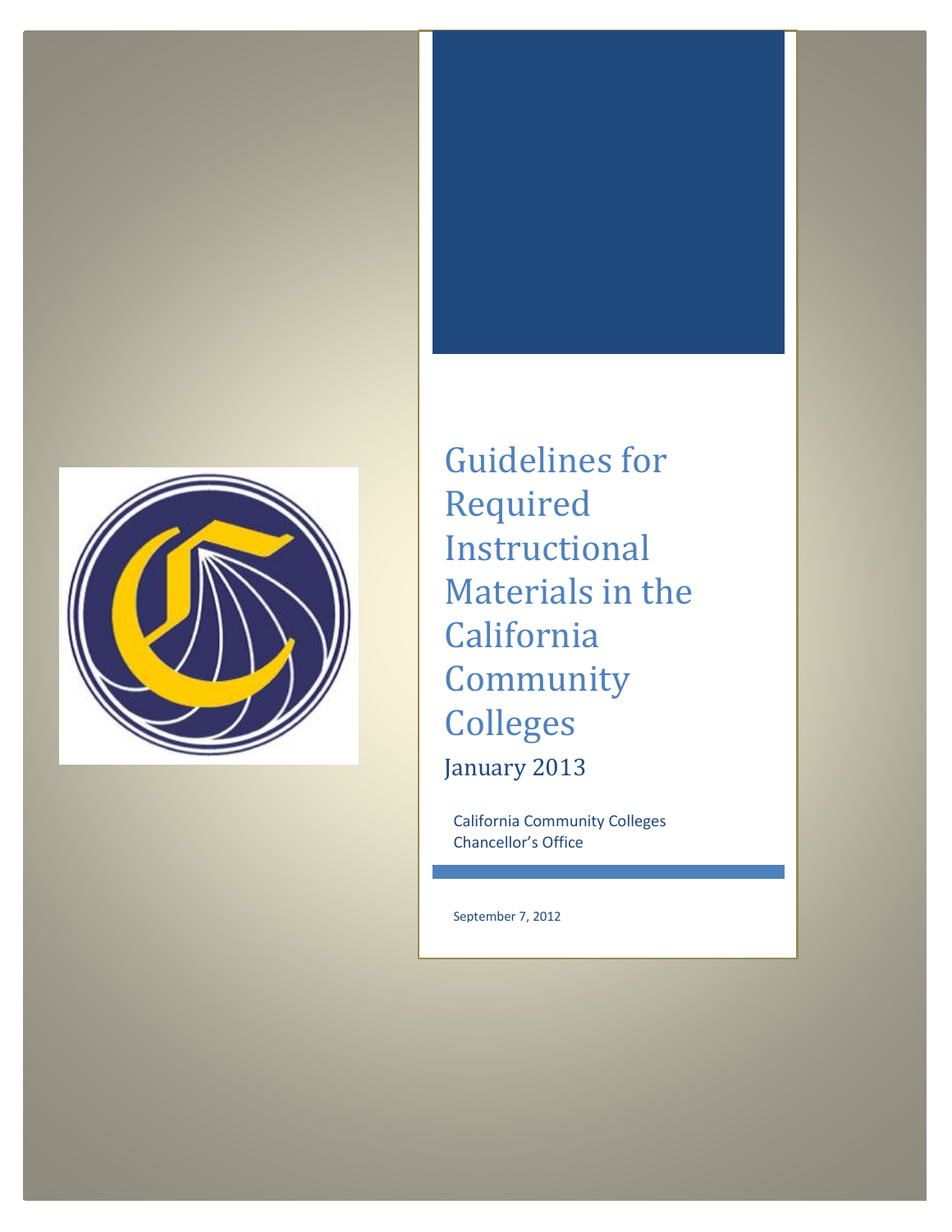# Guidelines for Required Instructional Materials in the California Community Colleges

January 2013

California Community Colleges
Chancellor's Office

September 7, 2012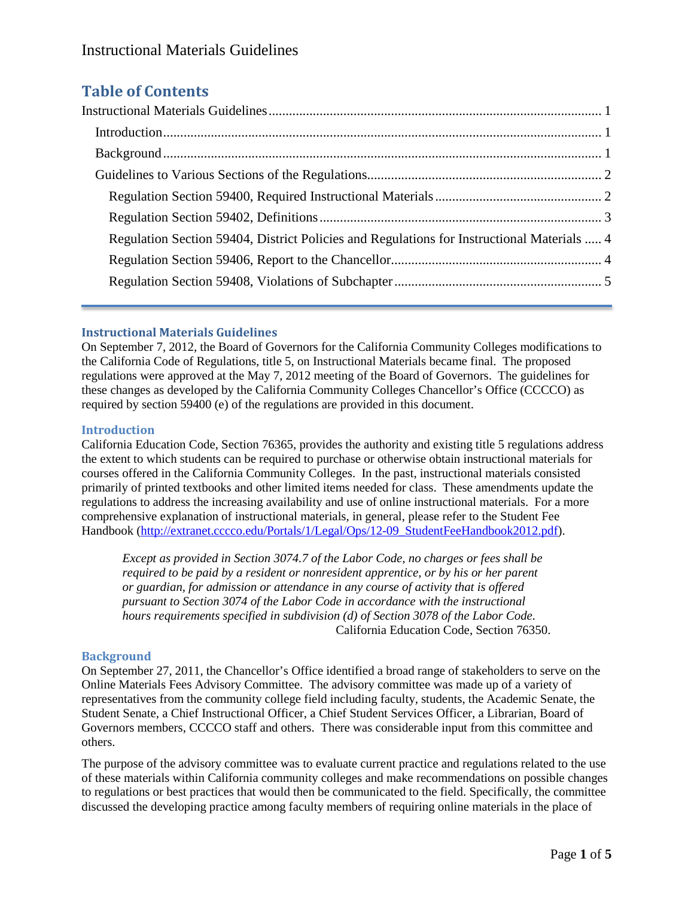## Table of Contents

Instructional Materials Guidelines ........ 1
- Introduction ........ 1
- Background ........ 1
- Guidelines to Various Sections of the Regulations ........ 2
  - Regulation Section 59400, Required Instructional Materials ........ 2
  - Regulation Section 59402, Definitions ........ 3
  - Regulation Section 59404, District Policies and Regulations for Instructional Materials ........ 4
  - Regulation Section 59406, Report to the Chancellor ........ 4
  - Regulation Section 59408, Violations of Subchapter ........ 5

---

## Instructional Materials Guidelines

On September 7, 2012, the Board of Governors for the California Community Colleges modifications to the California Code of Regulations, title 5, on Instructional Materials became final. The proposed regulations were approved at the May 7, 2012 meeting of the Board of Governors. The guidelines for these changes as developed by the California Community Colleges Chancellor's Office (CCCCO) as required by section 59400 (e) of the regulations are provided in this document.

### Introduction

California Education Code, Section 76365, provides the authority and existing title 5 regulations address the extent to which students can be required to purchase or otherwise obtain instructional materials for courses offered in the California Community Colleges. In the past, instructional materials consisted primarily of printed textbooks and other limited items needed for class. These amendments update the regulations to address the increasing availability and use of online instructional materials. For a more comprehensive explanation of instructional materials, in general, please refer to the Student Fee Handbook (http://extranet.cccco.edu/Portals/1/Legal/Ops/12-09_StudentFeeHandbook2012.pdf).

> *Except as provided in Section 3074.7 of the Labor Code, no charges or fees shall be required to be paid by a resident or nonresident apprentice, or by his or her parent or guardian, for admission or attendance in any course of activity that is offered pursuant to Section 3074 of the Labor Code in accordance with the instructional hours requirements specified in subdivision (d) of Section 3078 of the Labor Code.*
>
> California Education Code, Section 76350.

### Background

On September 27, 2011, the Chancellor's Office identified a broad range of stakeholders to serve on the Online Materials Fees Advisory Committee. The advisory committee was made up of a variety of representatives from the community college field including faculty, students, the Academic Senate, the Student Senate, a Chief Instructional Officer, a Chief Student Services Officer, a Librarian, Board of Governors members, CCCCO staff and others. There was considerable input from this committee and others.

The purpose of the advisory committee was to evaluate current practice and regulations related to the use of these materials within California community colleges and make recommendations on possible changes to regulations or best practices that would then be communicated to the field. Specifically, the committee discussed the developing practice among faculty members of requiring online materials in the place of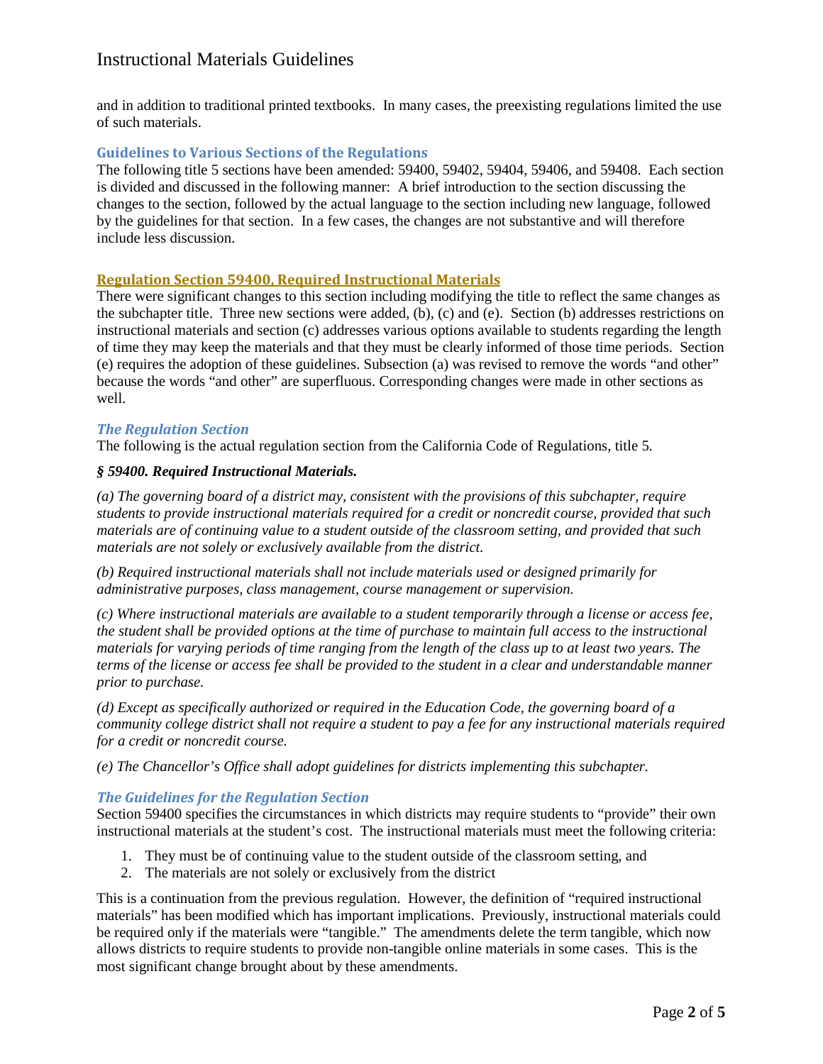and in addition to traditional printed textbooks. In many cases, the preexisting regulations limited the use of such materials.

### Guidelines to Various Sections of the Regulations

The following title 5 sections have been amended: 59400, 59402, 59404, 59406, and 59408. Each section is divided and discussed in the following manner: A brief introduction to the section discussing the changes to the section, followed by the actual language to the section including new language, followed by the guidelines for that section. In a few cases, the changes are not substantive and will therefore include less discussion.

## Regulation Section 59400, Required Instructional Materials

There were significant changes to this section including modifying the title to reflect the same changes as the subchapter title. Three new sections were added, (b), (c) and (e). Section (b) addresses restrictions on instructional materials and section (c) addresses various options available to students regarding the length of time they may keep the materials and that they must be clearly informed of those time periods. Section (e) requires the adoption of these guidelines. Subsection (a) was revised to remove the words "and other" because the words "and other" are superfluous. Corresponding changes were made in other sections as well.

### *The Regulation Section*

The following is the actual regulation section from the California Code of Regulations, title 5.

***§ 59400. Required Instructional Materials.***

*(a) The governing board of a district may, consistent with the provisions of this subchapter, require students to provide instructional materials required for a credit or noncredit course, provided that such materials are of continuing value to a student outside of the classroom setting, and provided that such materials are not solely or exclusively available from the district.*

*(b) Required instructional materials shall not include materials used or designed primarily for administrative purposes, class management, course management or supervision.*

*(c) Where instructional materials are available to a student temporarily through a license or access fee, the student shall be provided options at the time of purchase to maintain full access to the instructional materials for varying periods of time ranging from the length of the class up to at least two years. The terms of the license or access fee shall be provided to the student in a clear and understandable manner prior to purchase.*

*(d) Except as specifically authorized or required in the Education Code, the governing board of a community college district shall not require a student to pay a fee for any instructional materials required for a credit or noncredit course.*

*(e) The Chancellor's Office shall adopt guidelines for districts implementing this subchapter.*

### *The Guidelines for the Regulation Section*

Section 59400 specifies the circumstances in which districts may require students to "provide" their own instructional materials at the student's cost. The instructional materials must meet the following criteria:

1. They must be of continuing value to the student outside of the classroom setting, and
2. The materials are not solely or exclusively from the district

This is a continuation from the previous regulation. However, the definition of "required instructional materials" has been modified which has important implications. Previously, instructional materials could be required only if the materials were "tangible." The amendments delete the term tangible, which now allows districts to require students to provide non-tangible online materials in some cases. This is the most significant change brought about by these amendments.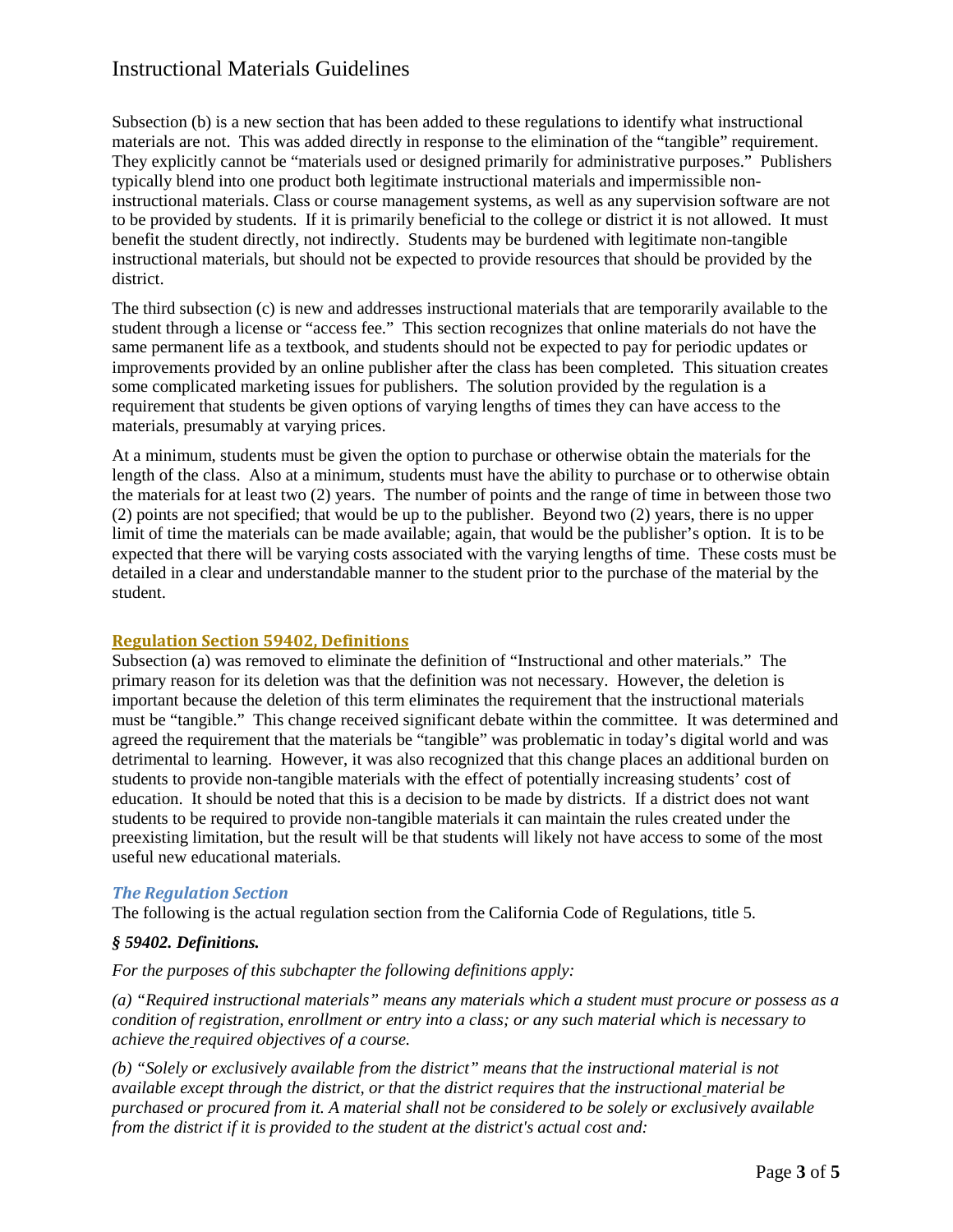Subsection (b) is a new section that has been added to these regulations to identify what instructional materials are not. This was added directly in response to the elimination of the "tangible" requirement. They explicitly cannot be "materials used or designed primarily for administrative purposes." Publishers typically blend into one product both legitimate instructional materials and impermissible non-instructional materials. Class or course management systems, as well as any supervision software are not to be provided by students. If it is primarily beneficial to the college or district it is not allowed. It must benefit the student directly, not indirectly. Students may be burdened with legitimate non-tangible instructional materials, but should not be expected to provide resources that should be provided by the district.

The third subsection (c) is new and addresses instructional materials that are temporarily available to the student through a license or "access fee." This section recognizes that online materials do not have the same permanent life as a textbook, and students should not be expected to pay for periodic updates or improvements provided by an online publisher after the class has been completed. This situation creates some complicated marketing issues for publishers. The solution provided by the regulation is a requirement that students be given options of varying lengths of times they can have access to the materials, presumably at varying prices.

At a minimum, students must be given the option to purchase or otherwise obtain the materials for the length of the class. Also at a minimum, students must have the ability to purchase or to otherwise obtain the materials for at least two (2) years. The number of points and the range of time in between those two (2) points are not specified; that would be up to the publisher. Beyond two (2) years, there is no upper limit of time the materials can be made available; again, that would be the publisher's option. It is to be expected that there will be varying costs associated with the varying lengths of time. These costs must be detailed in a clear and understandable manner to the student prior to the purchase of the material by the student.

## Regulation Section 59402, Definitions

Subsection (a) was removed to eliminate the definition of "Instructional and other materials." The primary reason for its deletion was that the definition was not necessary. However, the deletion is important because the deletion of this term eliminates the requirement that the instructional materials must be "tangible." This change received significant debate within the committee. It was determined and agreed the requirement that the materials be "tangible" was problematic in today's digital world and was detrimental to learning. However, it was also recognized that this change places an additional burden on students to provide non-tangible materials with the effect of potentially increasing students' cost of education. It should be noted that this is a decision to be made by districts. If a district does not want students to be required to provide non-tangible materials it can maintain the rules created under the preexisting limitation, but the result will be that students will likely not have access to some of the most useful new educational materials.

### *The Regulation Section*

The following is the actual regulation section from the California Code of Regulations, title 5.

***§ 59402. Definitions.***

*For the purposes of this subchapter the following definitions apply:*

*(a) "Required instructional materials" means any materials which a student must procure or possess as a condition of registration, enrollment or entry into a class; or any such material which is necessary to achieve the required objectives of a course.*

*(b) "Solely or exclusively available from the district" means that the instructional material is not available except through the district, or that the district requires that the instructional material be purchased or procured from it. A material shall not be considered to be solely or exclusively available from the district if it is provided to the student at the district's actual cost and:*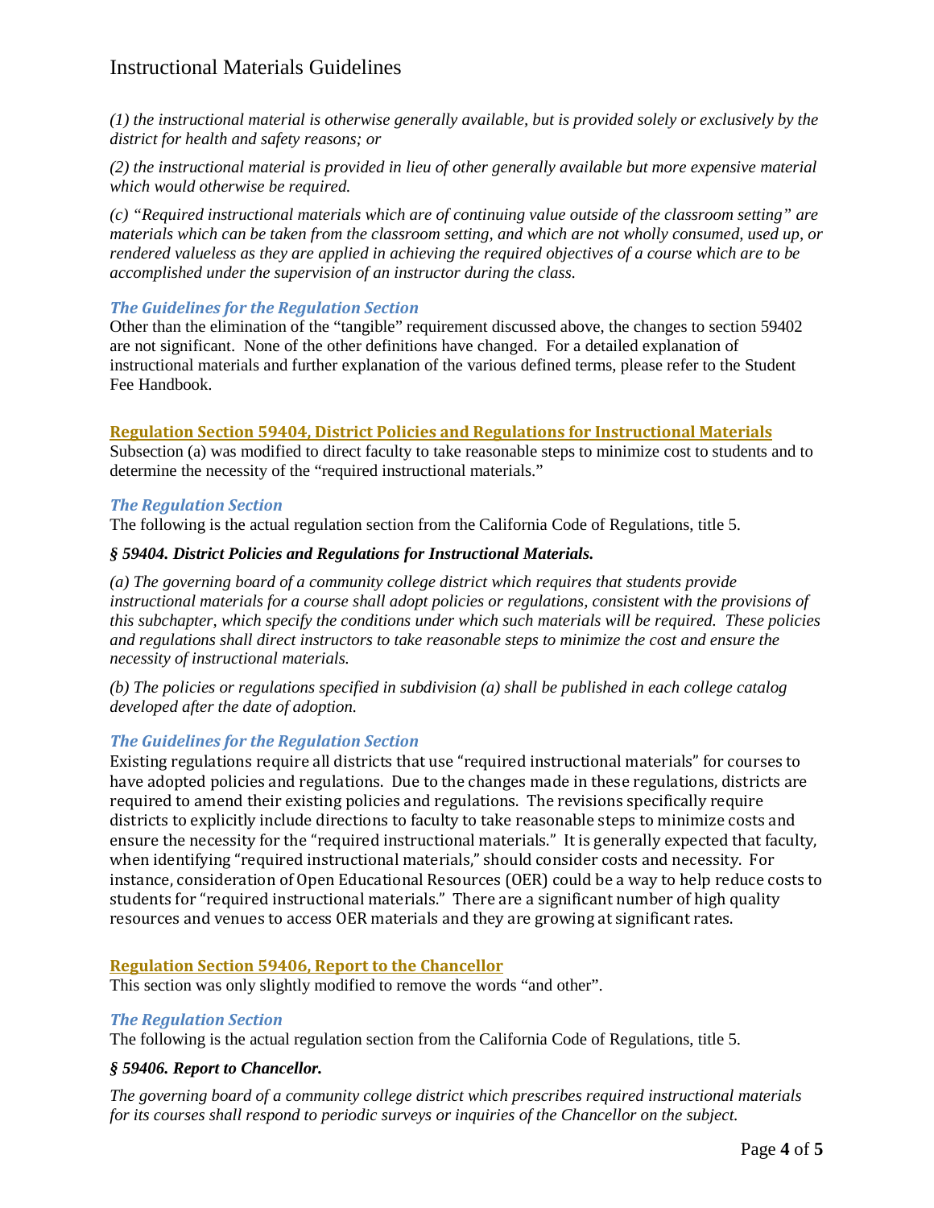*(1) the instructional material is otherwise generally available, but is provided solely or exclusively by the district for health and safety reasons; or*

*(2) the instructional material is provided in lieu of other generally available but more expensive material which would otherwise be required.*

*(c) "Required instructional materials which are of continuing value outside of the classroom setting" are materials which can be taken from the classroom setting, and which are not wholly consumed, used up, or rendered valueless as they are applied in achieving the required objectives of a course which are to be accomplished under the supervision of an instructor during the class.*

### *The Guidelines for the Regulation Section*

Other than the elimination of the "tangible" requirement discussed above, the changes to section 59402 are not significant. None of the other definitions have changed. For a detailed explanation of instructional materials and further explanation of the various defined terms, please refer to the Student Fee Handbook.

## Regulation Section 59404, District Policies and Regulations for Instructional Materials

Subsection (a) was modified to direct faculty to take reasonable steps to minimize cost to students and to determine the necessity of the "required instructional materials."

### *The Regulation Section*

The following is the actual regulation section from the California Code of Regulations, title 5.

***§ 59404. District Policies and Regulations for Instructional Materials.***

*(a) The governing board of a community college district which requires that students provide instructional materials for a course shall adopt policies or regulations, consistent with the provisions of this subchapter, which specify the conditions under which such materials will be required. These policies and regulations shall direct instructors to take reasonable steps to minimize the cost and ensure the necessity of instructional materials.*

*(b) The policies or regulations specified in subdivision (a) shall be published in each college catalog developed after the date of adoption.*

### *The Guidelines for the Regulation Section*

Existing regulations require all districts that use "required instructional materials" for courses to have adopted policies and regulations. Due to the changes made in these regulations, districts are required to amend their existing policies and regulations. The revisions specifically require districts to explicitly include directions to faculty to take reasonable steps to minimize costs and ensure the necessity for the "required instructional materials." It is generally expected that faculty, when identifying "required instructional materials," should consider costs and necessity. For instance, consideration of Open Educational Resources (OER) could be a way to help reduce costs to students for "required instructional materials." There are a significant number of high quality resources and venues to access OER materials and they are growing at significant rates.

## Regulation Section 59406, Report to the Chancellor

This section was only slightly modified to remove the words "and other".

### *The Regulation Section*

The following is the actual regulation section from the California Code of Regulations, title 5.

***§ 59406. Report to Chancellor.***

*The governing board of a community college district which prescribes required instructional materials for its courses shall respond to periodic surveys or inquiries of the Chancellor on the subject.*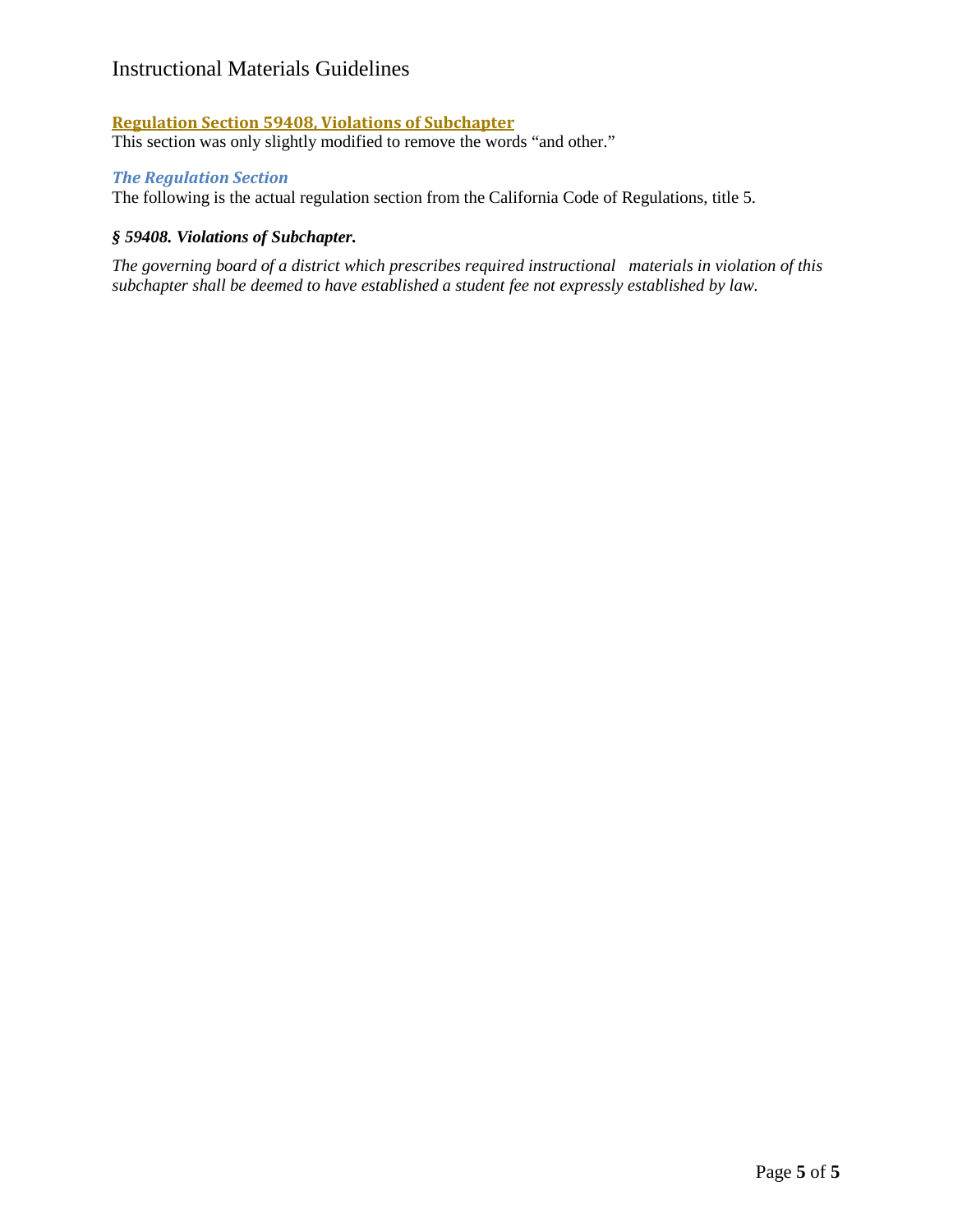## Regulation Section 59408, Violations of Subchapter

This section was only slightly modified to remove the words “and other.”

### *The Regulation Section*

The following is the actual regulation section from the California Code of Regulations, title 5.

### *§ 59408. Violations of Subchapter.*

*The governing board of a district which prescribes required instructional materials in violation of this subchapter shall be deemed to have established a student fee not expressly established by law.*